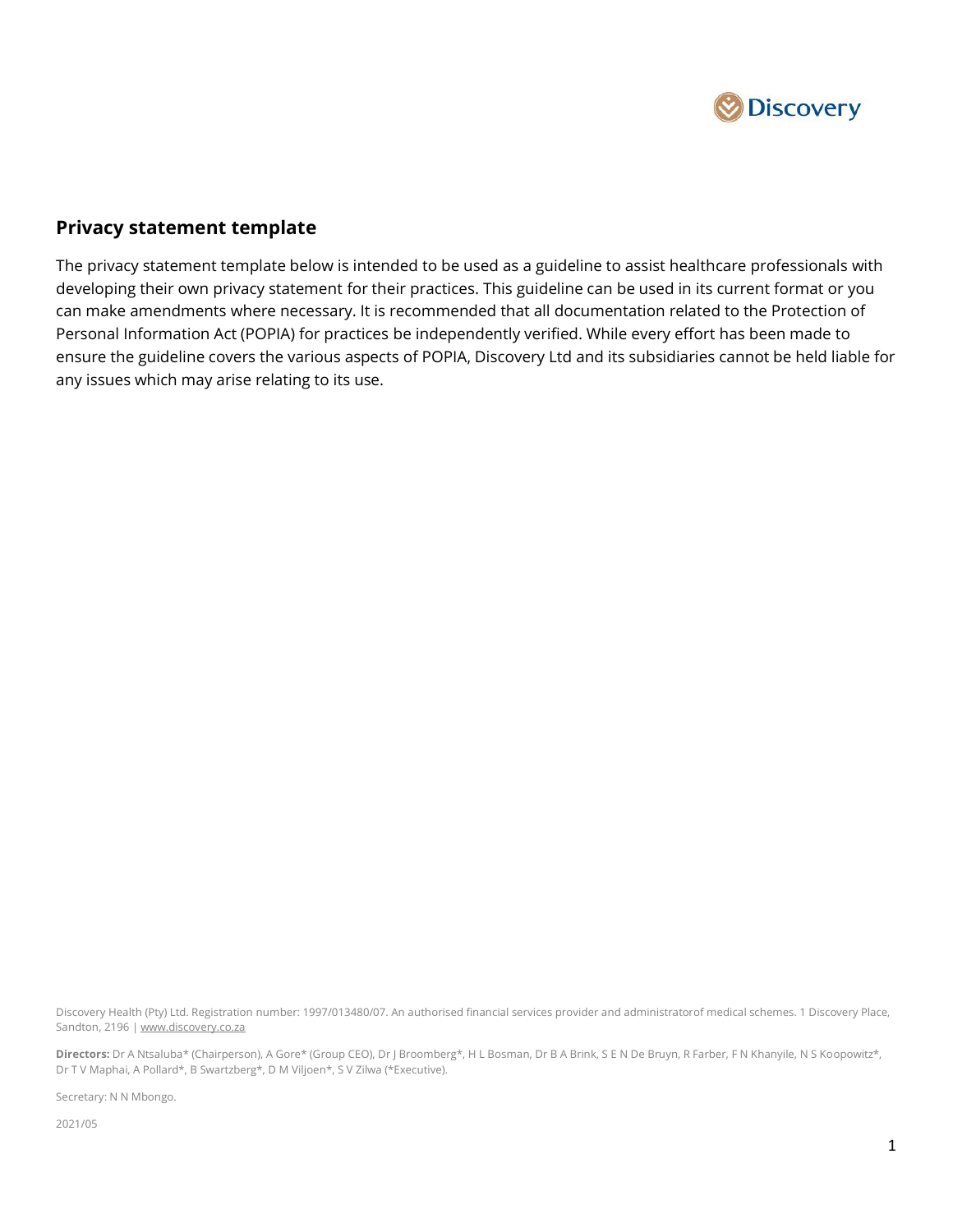## Privacy statement template

The privacy statement template below is intended to be used as a guideline to assist healthcare professionals with developing their own privacy statement for their practices. This guideline can be used in its current format or you can make amendments where necessary. It is recommended that all documentation related to the Protection of Personal Information Act (POPIA) for practices be independently verified. While every effort has been made to ensure the guideline covers the various aspects of POPIA, Discovery Ltd and its subsidiaries cannot be held liable for any issues which may arise relating to its use.

Discovery Health (Pty) Ltd. Registration number: 1997/013480/07. An authorised financial services provider and administratorof medical schemes. 1 Discovery Place, Sandton, 2196 | www.discovery.co.za

**Directors:** Dr A Ntsaluba* (Chairperson), A Gore* (Group CEO), Dr J Broomberg*, H L Bosman, Dr B A Brink, S E N De Bruyn, R Farber, F N Khanyile, N S Koopowitz*, Dr T V Maphai, A Pollard*, B Swartzberg*, D M Viljoen*, S V Zilwa (*Executive).

Secretary: N N Mbongo.

2021/05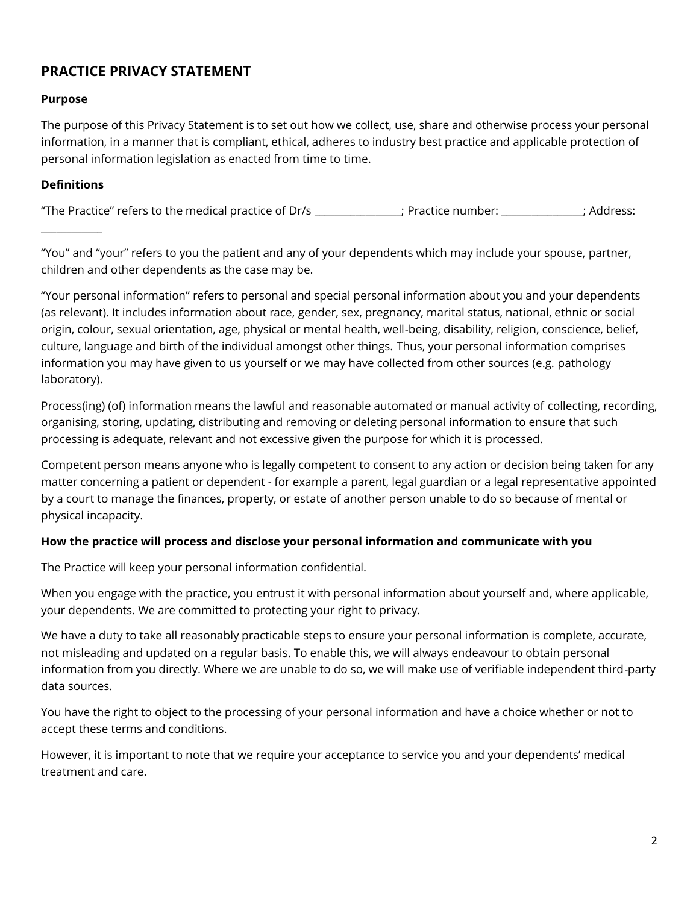## PRACTICE PRIVACY STATEMENT

### Purpose

The purpose of this Privacy Statement is to set out how we collect, use, share and otherwise process your personal information, in a manner that is compliant, ethical, adheres to industry best practice and applicable protection of personal information legislation as enacted from time to time.

### Definitions

"The Practice" refers to the medical practice of Dr/s ________________; Practice number: _______________; Address: ___________

"You" and "your" refers to you the patient and any of your dependents which may include your spouse, partner, children and other dependents as the case may be.

"Your personal information" refers to personal and special personal information about you and your dependents (as relevant). It includes information about race, gender, sex, pregnancy, marital status, national, ethnic or social origin, colour, sexual orientation, age, physical or mental health, well-being, disability, religion, conscience, belief, culture, language and birth of the individual amongst other things. Thus, your personal information comprises information you may have given to us yourself or we may have collected from other sources (e.g. pathology laboratory).

Process(ing) (of) information means the lawful and reasonable automated or manual activity of collecting, recording, organising, storing, updating, distributing and removing or deleting personal information to ensure that such processing is adequate, relevant and not excessive given the purpose for which it is processed.

Competent person means anyone who is legally competent to consent to any action or decision being taken for any matter concerning a patient or dependent - for example a parent, legal guardian or a legal representative appointed by a court to manage the finances, property, or estate of another person unable to do so because of mental or physical incapacity.

### How the practice will process and disclose your personal information and communicate with you

The Practice will keep your personal information confidential.

When you engage with the practice, you entrust it with personal information about yourself and, where applicable, your dependents. We are committed to protecting your right to privacy.

We have a duty to take all reasonably practicable steps to ensure your personal information is complete, accurate, not misleading and updated on a regular basis. To enable this, we will always endeavour to obtain personal information from you directly. Where we are unable to do so, we will make use of verifiable independent third-party data sources.

You have the right to object to the processing of your personal information and have a choice whether or not to accept these terms and conditions.

However, it is important to note that we require your acceptance to service you and your dependents' medical treatment and care.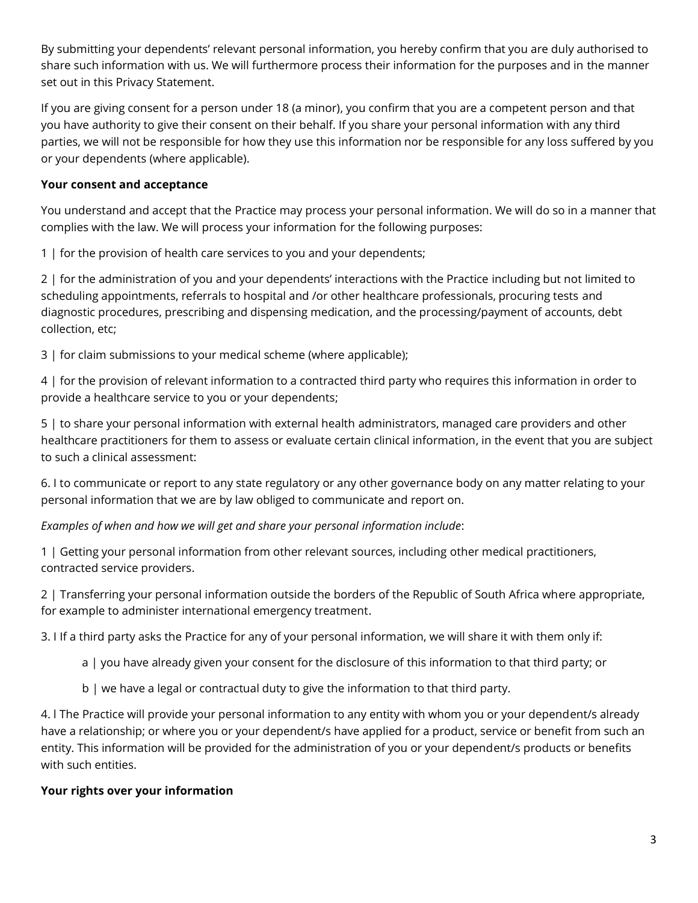By submitting your dependents' relevant personal information, you hereby confirm that you are duly authorised to share such information with us. We will furthermore process their information for the purposes and in the manner set out in this Privacy Statement.

If you are giving consent for a person under 18 (a minor), you confirm that you are a competent person and that you have authority to give their consent on their behalf. If you share your personal information with any third parties, we will not be responsible for how they use this information nor be responsible for any loss suffered by you or your dependents (where applicable).

**Your consent and acceptance**

You understand and accept that the Practice may process your personal information. We will do so in a manner that complies with the law. We will process your information for the following purposes:

1 | for the provision of health care services to you and your dependents;

2 | for the administration of you and your dependents' interactions with the Practice including but not limited to scheduling appointments, referrals to hospital and /or other healthcare professionals, procuring tests and diagnostic procedures, prescribing and dispensing medication, and the processing/payment of accounts, debt collection, etc;

3 | for claim submissions to your medical scheme (where applicable);

4 | for the provision of relevant information to a contracted third party who requires this information in order to provide a healthcare service to you or your dependents;

5 | to share your personal information with external health administrators, managed care providers and other healthcare practitioners for them to assess or evaluate certain clinical information, in the event that you are subject to such a clinical assessment:

6. I to communicate or report to any state regulatory or any other governance body on any matter relating to your personal information that we are by law obliged to communicate and report on.

*Examples of when and how we will get and share your personal information include*:

1 | Getting your personal information from other relevant sources, including other medical practitioners, contracted service providers.

2 | Transferring your personal information outside the borders of the Republic of South Africa where appropriate, for example to administer international emergency treatment.

3. I If a third party asks the Practice for any of your personal information, we will share it with them only if:

   a | you have already given your consent for the disclosure of this information to that third party; or

   b | we have a legal or contractual duty to give the information to that third party.

4. l The Practice will provide your personal information to any entity with whom you or your dependent/s already have a relationship; or where you or your dependent/s have applied for a product, service or benefit from such an entity. This information will be provided for the administration of you or your dependent/s products or benefits with such entities.

**Your rights over your information**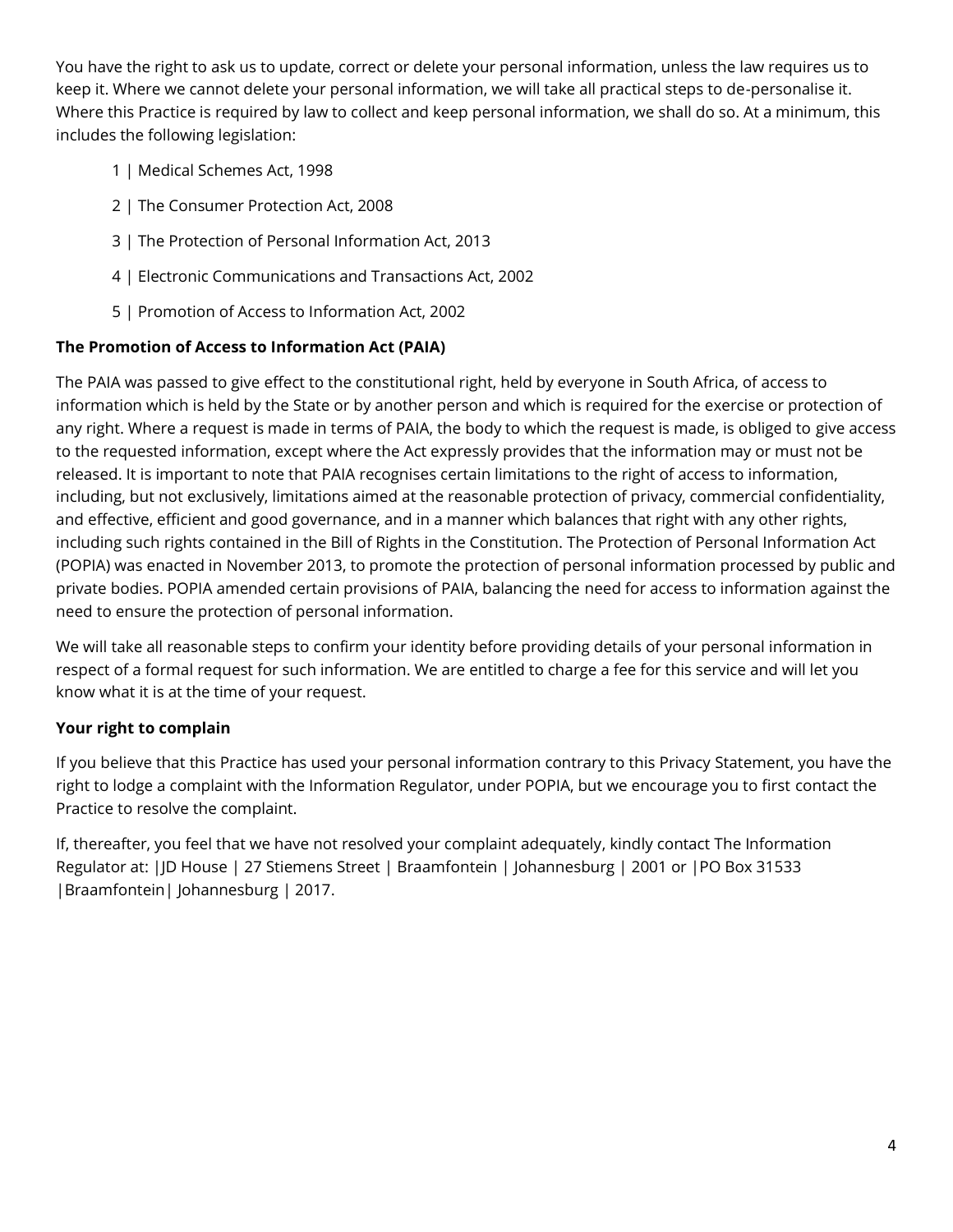You have the right to ask us to update, correct or delete your personal information, unless the law requires us to keep it. Where we cannot delete your personal information, we will take all practical steps to de-personalise it. Where this Practice is required by law to collect and keep personal information, we shall do so. At a minimum, this includes the following legislation:

1 | Medical Schemes Act, 1998

2 | The Consumer Protection Act, 2008

3 | The Protection of Personal Information Act, 2013

4 | Electronic Communications and Transactions Act, 2002

5 | Promotion of Access to Information Act, 2002

**The Promotion of Access to Information Act (PAIA)**

The PAIA was passed to give effect to the constitutional right, held by everyone in South Africa, of access to information which is held by the State or by another person and which is required for the exercise or protection of any right. Where a request is made in terms of PAIA, the body to which the request is made, is obliged to give access to the requested information, except where the Act expressly provides that the information may or must not be released. It is important to note that PAIA recognises certain limitations to the right of access to information, including, but not exclusively, limitations aimed at the reasonable protection of privacy, commercial confidentiality, and effective, efficient and good governance, and in a manner which balances that right with any other rights, including such rights contained in the Bill of Rights in the Constitution. The Protection of Personal Information Act (POPIA) was enacted in November 2013, to promote the protection of personal information processed by public and private bodies. POPIA amended certain provisions of PAIA, balancing the need for access to information against the need to ensure the protection of personal information.

We will take all reasonable steps to confirm your identity before providing details of your personal information in respect of a formal request for such information. We are entitled to charge a fee for this service and will let you know what it is at the time of your request.

**Your right to complain**

If you believe that this Practice has used your personal information contrary to this Privacy Statement, you have the right to lodge a complaint with the Information Regulator, under POPIA, but we encourage you to first contact the Practice to resolve the complaint.

If, thereafter, you feel that we have not resolved your complaint adequately, kindly contact The Information Regulator at: |JD House | 27 Stiemens Street | Braamfontein | Johannesburg | 2001 or |PO Box 31533 |Braamfontein| Johannesburg | 2017.